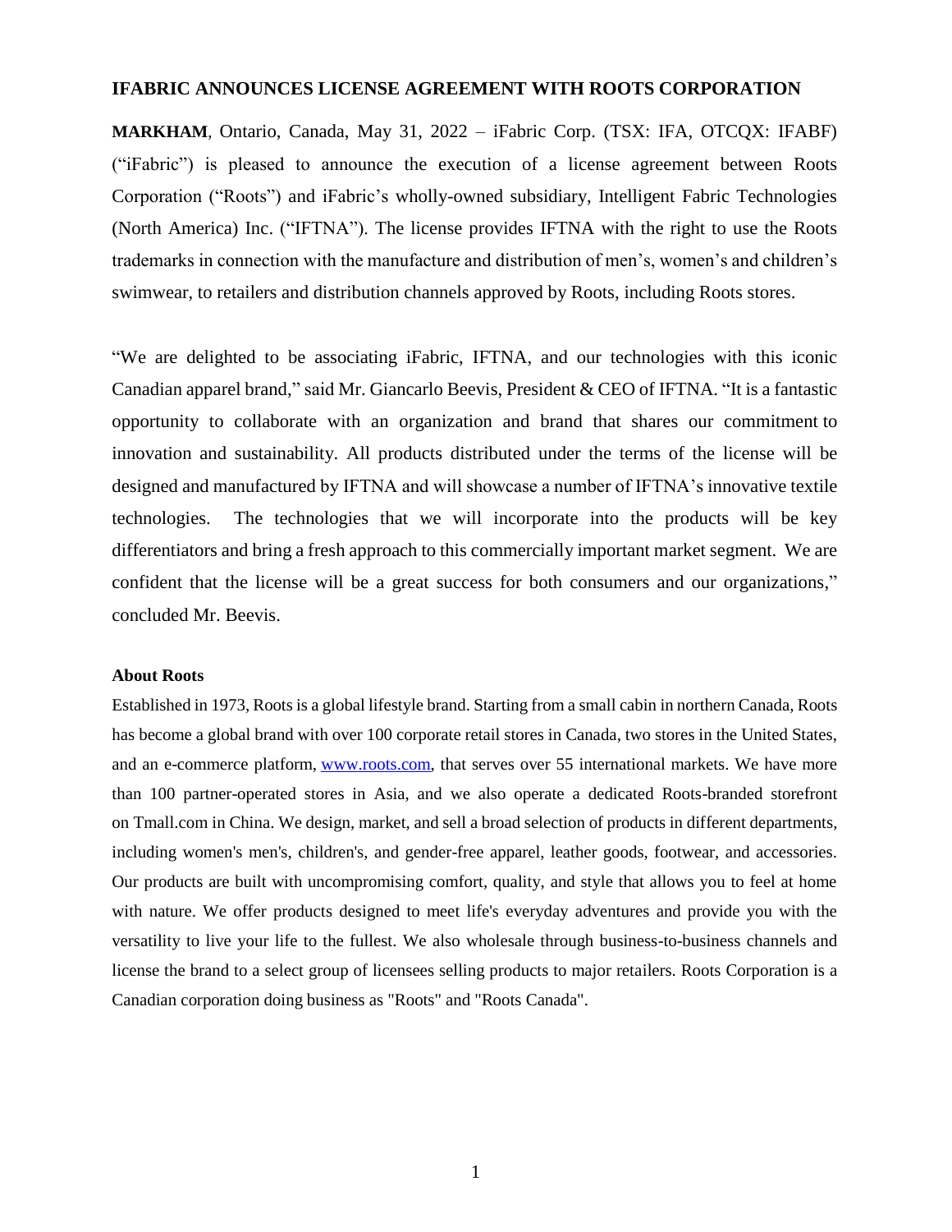## IFABRIC ANNOUNCES LICENSE AGREEMENT WITH ROOTS CORPORATION

**MARKHAM**, Ontario, Canada, May 31, 2022 – iFabric Corp. (TSX: IFA, OTCQX: IFABF) ("iFabric") is pleased to announce the execution of a license agreement between Roots Corporation ("Roots") and iFabric's wholly-owned subsidiary, Intelligent Fabric Technologies (North America) Inc. ("IFTNA"). The license provides IFTNA with the right to use the Roots trademarks in connection with the manufacture and distribution of men's, women's and children's swimwear, to retailers and distribution channels approved by Roots, including Roots stores.

"We are delighted to be associating iFabric, IFTNA, and our technologies with this iconic Canadian apparel brand," said Mr. Giancarlo Beevis, President & CEO of IFTNA. "It is a fantastic opportunity to collaborate with an organization and brand that shares our commitment to innovation and sustainability. All products distributed under the terms of the license will be designed and manufactured by IFTNA and will showcase a number of IFTNA's innovative textile technologies. The technologies that we will incorporate into the products will be key differentiators and bring a fresh approach to this commercially important market segment. We are confident that the license will be a great success for both consumers and our organizations," concluded Mr. Beevis.

### About Roots

Established in 1973, Roots is a global lifestyle brand. Starting from a small cabin in northern Canada, Roots has become a global brand with over 100 corporate retail stores in Canada, two stores in the United States, and an e-commerce platform, www.roots.com, that serves over 55 international markets. We have more than 100 partner-operated stores in Asia, and we also operate a dedicated Roots-branded storefront on Tmall.com in China. We design, market, and sell a broad selection of products in different departments, including women's men's, children's, and gender-free apparel, leather goods, footwear, and accessories. Our products are built with uncompromising comfort, quality, and style that allows you to feel at home with nature. We offer products designed to meet life's everyday adventures and provide you with the versatility to live your life to the fullest. We also wholesale through business-to-business channels and license the brand to a select group of licensees selling products to major retailers. Roots Corporation is a Canadian corporation doing business as "Roots" and "Roots Canada".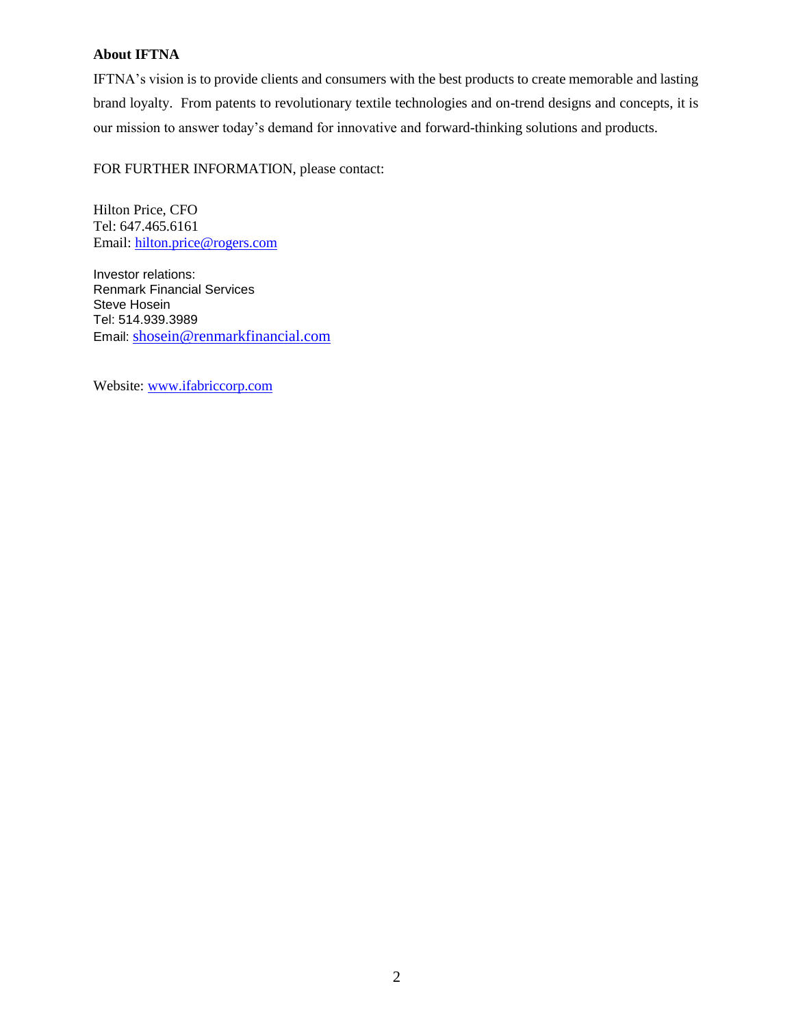**About IFTNA**

IFTNA's vision is to provide clients and consumers with the best products to create memorable and lasting brand loyalty. From patents to revolutionary textile technologies and on-trend designs and concepts, it is our mission to answer today's demand for innovative and forward-thinking solutions and products.

FOR FURTHER INFORMATION, please contact:

Hilton Price, CFO
Tel: 647.465.6161
Email: hilton.price@rogers.com

Investor relations:
Renmark Financial Services
Steve Hosein
Tel: 514.939.3989
Email: shosein@renmarkfinancial.com

Website: www.ifabriccorp.com